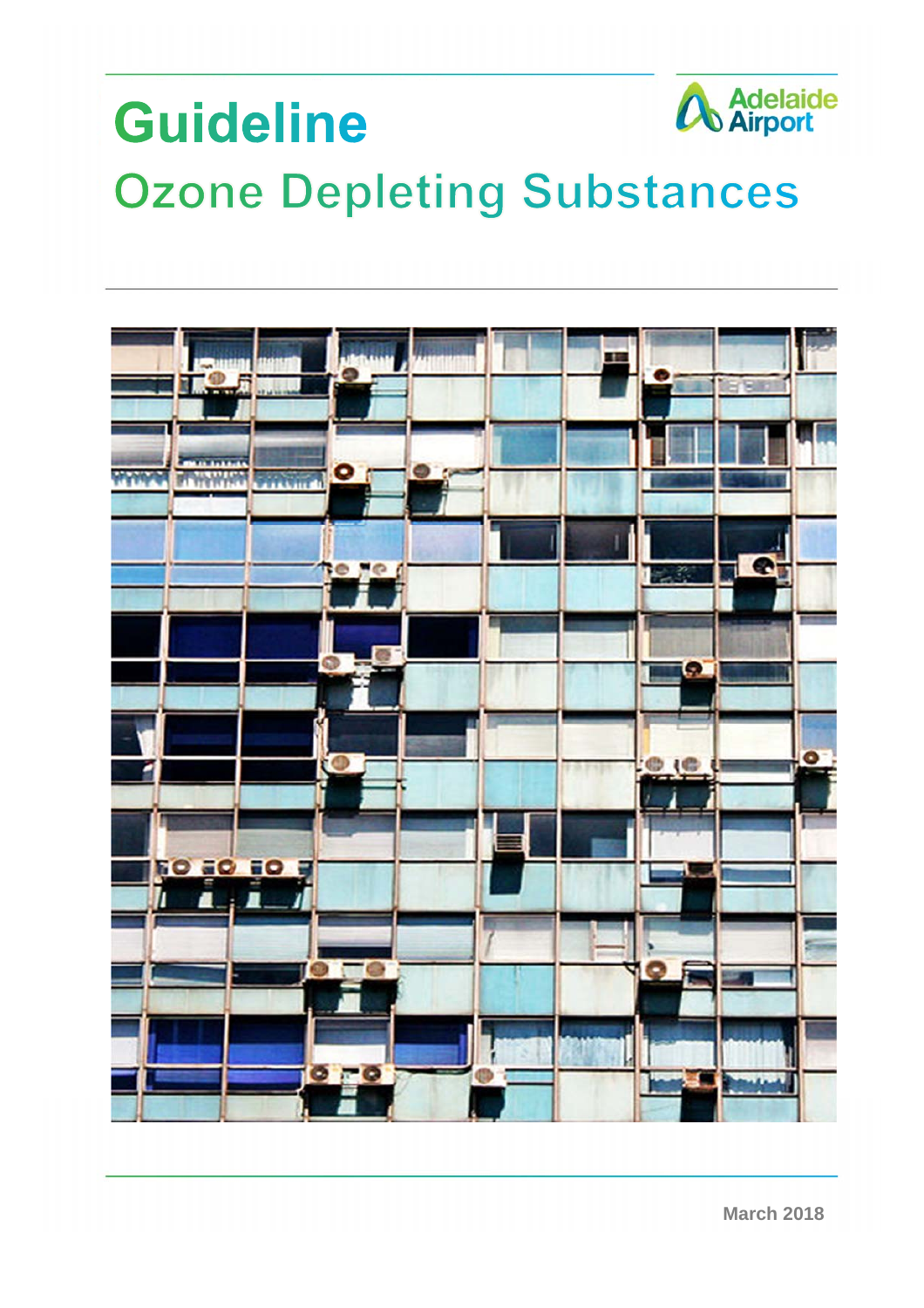# Guideline

## Ozone Depleting Substances

Adelaide Airport

March 2018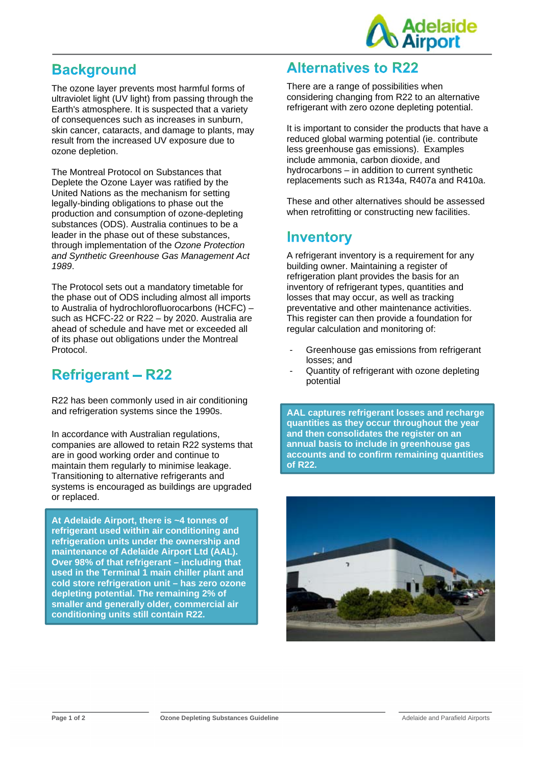## Background

The ozone layer prevents most harmful forms of ultraviolet light (UV light) from passing through the Earth's atmosphere. It is suspected that a variety of consequences such as increases in sunburn, skin cancer, cataracts, and damage to plants, may result from the increased UV exposure due to ozone depletion.

The Montreal Protocol on Substances that Deplete the Ozone Layer was ratified by the United Nations as the mechanism for setting legally-binding obligations to phase out the production and consumption of ozone-depleting substances (ODS). Australia continues to be a leader in the phase out of these substances, through implementation of the *Ozone Protection and Synthetic Greenhouse Gas Management Act 1989*.

The Protocol sets out a mandatory timetable for the phase out of ODS including almost all imports to Australia of hydrochlorofluorocarbons (HCFC) – such as HCFC-22 or R22 – by 2020. Australia are ahead of schedule and have met or exceeded all of its phase out obligations under the Montreal Protocol.

## Refrigerant – R22

R22 has been commonly used in air conditioning and refrigeration systems since the 1990s.

In accordance with Australian regulations, companies are allowed to retain R22 systems that are in good working order and continue to maintain them regularly to minimise leakage. Transitioning to alternative refrigerants and systems is encouraged as buildings are upgraded or replaced.

**At Adelaide Airport, there is ~4 tonnes of refrigerant used within air conditioning and refrigeration units under the ownership and maintenance of Adelaide Airport Ltd (AAL). Over 98% of that refrigerant – including that used in the Terminal 1 main chiller plant and cold store refrigeration unit – has zero ozone depleting potential. The remaining 2% of smaller and generally older, commercial air conditioning units still contain R22.**

## Alternatives to R22

There are a range of possibilities when considering changing from R22 to an alternative refrigerant with zero ozone depleting potential.

It is important to consider the products that have a reduced global warming potential (ie. contribute less greenhouse gas emissions). Examples include ammonia, carbon dioxide, and hydrocarbons – in addition to current synthetic replacements such as R134a, R407a and R410a.

These and other alternatives should be assessed when retrofitting or constructing new facilities.

## Inventory

A refrigerant inventory is a requirement for any building owner. Maintaining a register of refrigeration plant provides the basis for an inventory of refrigerant types, quantities and losses that may occur, as well as tracking preventative and other maintenance activities. This register can then provide a foundation for regular calculation and monitoring of:

- Greenhouse gas emissions from refrigerant losses; and
- Quantity of refrigerant with ozone depleting potential

**AAL captures refrigerant losses and recharge quantities as they occur throughout the year and then consolidates the register on an annual basis to include in greenhouse gas accounts and to confirm remaining quantities of R22.**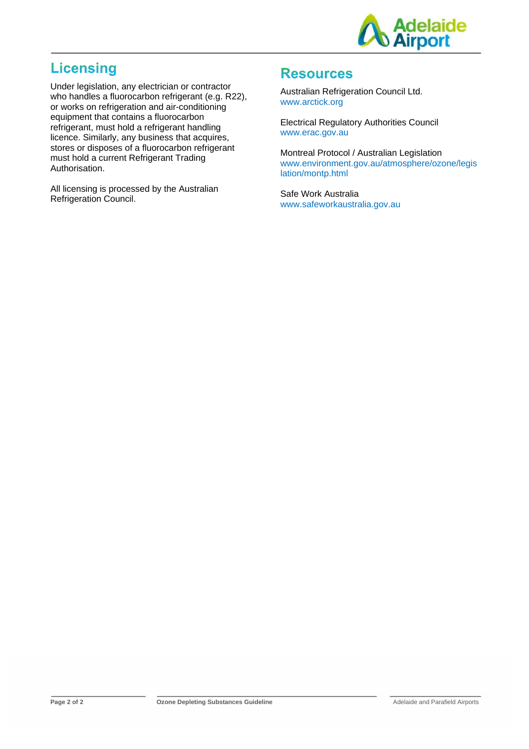## Licensing

Under legislation, any electrician or contractor who handles a fluorocarbon refrigerant (e.g. R22), or works on refrigeration and air-conditioning equipment that contains a fluorocarbon refrigerant, must hold a refrigerant handling licence. Similarly, any business that acquires, stores or disposes of a fluorocarbon refrigerant must hold a current Refrigerant Trading Authorisation.

All licensing is processed by the Australian Refrigeration Council.

## Resources

Australian Refrigeration Council Ltd.
www.arctick.org

Electrical Regulatory Authorities Council
www.erac.gov.au

Montreal Protocol / Australian Legislation
www.environment.gov.au/atmosphere/ozone/legislation/montp.html

Safe Work Australia
www.safeworkaustralia.gov.au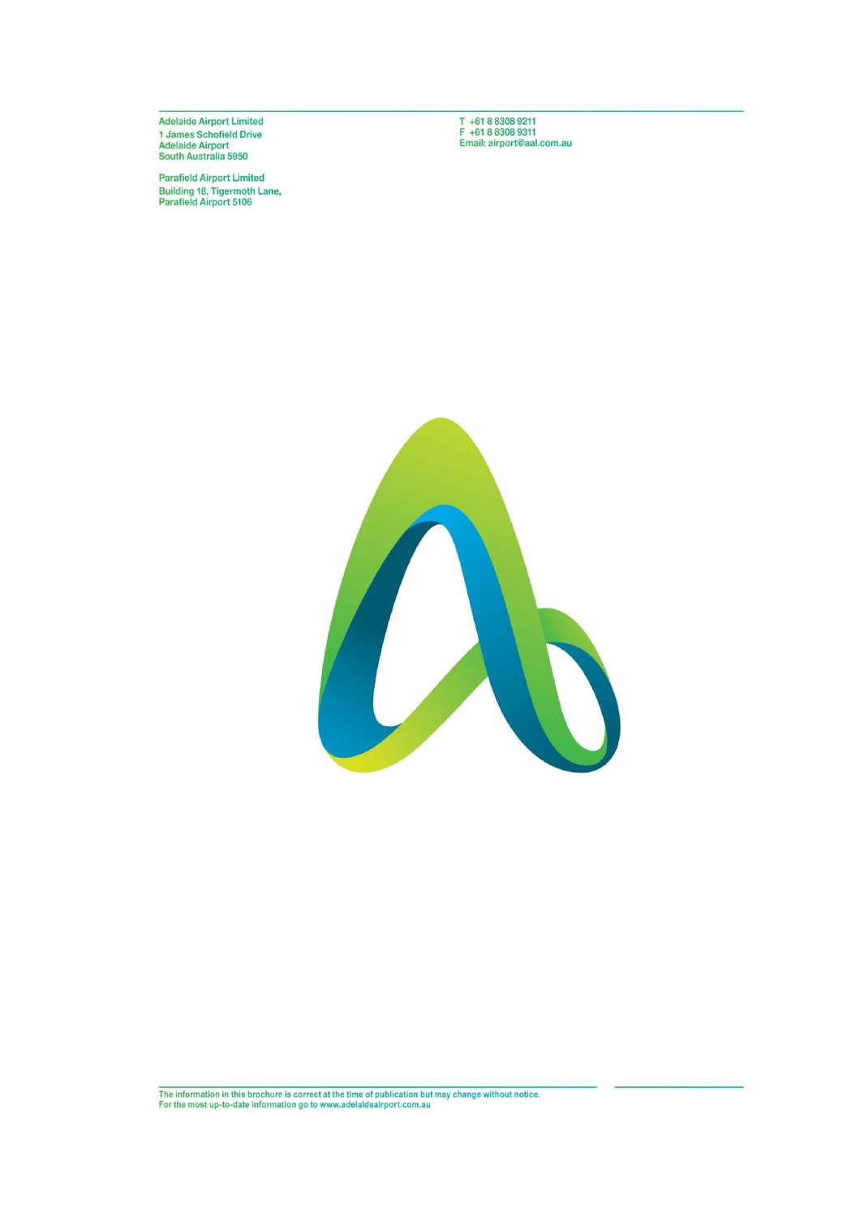**Adelaide Airport Limited**
1 James Schofield Drive
Adelaide Airport
South Australia 5950

**Parafield Airport Limited**
Building 18, Tigermoth Lane,
Parafield Airport 5106

T +61 8 8308 9211
F +61 8 8308 9311
Email: airport@aal.com.au

The information in this brochure is correct at the time of publication but may change without notice.
For the most up-to-date information go to www.adelaideairport.com.au